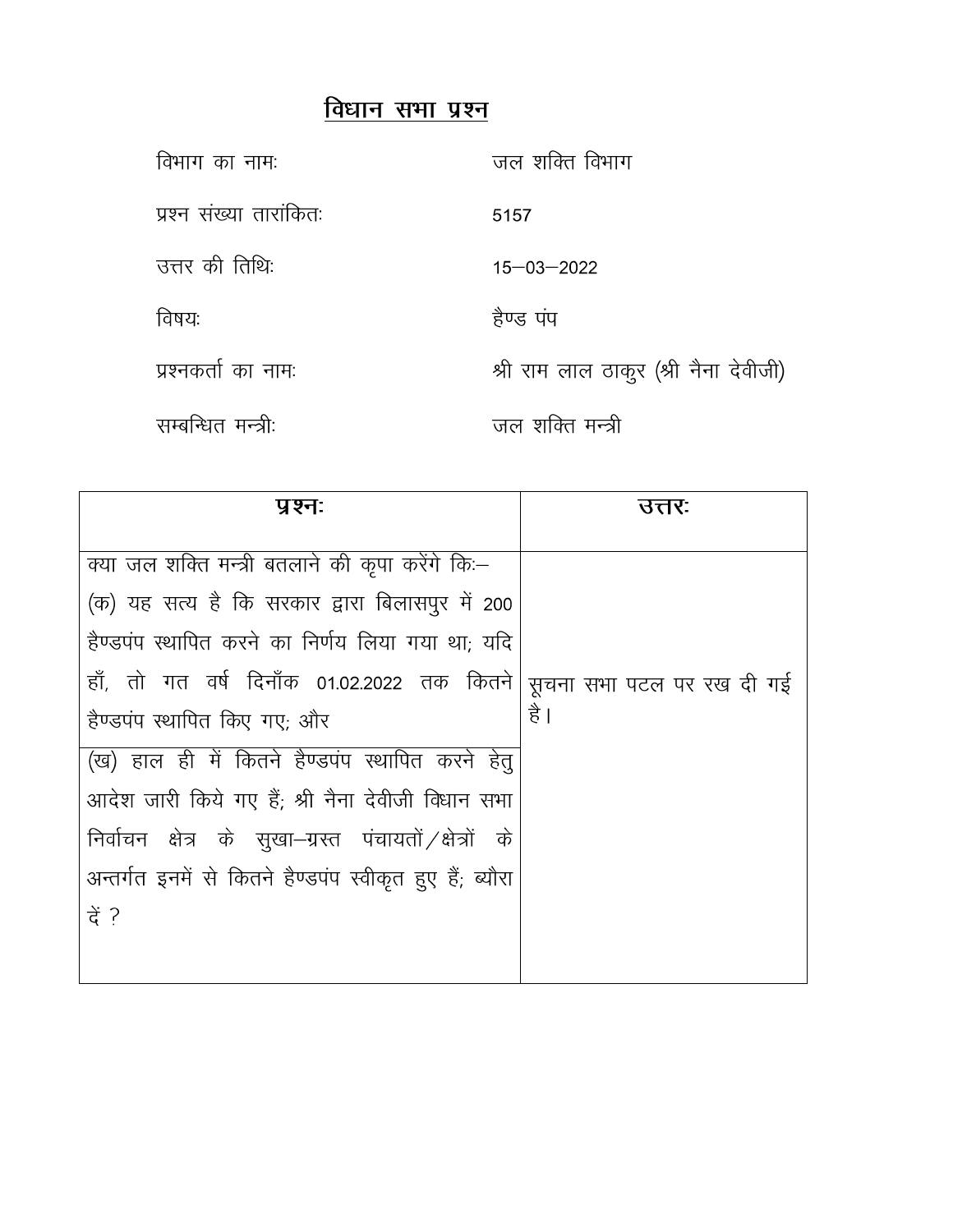# विधान सभा प्रश्न

विभाग का नामः जल शक्ति विभाग

प्रश्न संख्या तारांकितः 5157

उत्तर की तिथिः 15–03–2022

विषयः हैण्ड पंप

प्रश्नकर्ता का नामः श्री राम लाल ठाकुर (श्री नैना देवीजी)

सम्बन्धित मन्त्रीः जल शक्ति मन्त्री

| प्रश्नः | उत्तरः |
|---|---|
| क्या जल शक्ति मन्त्री बतलाने की कृपा करेंगे किः– (क) यह सत्य है कि सरकार द्वारा बिलासपुर में 200 हैण्डपंप स्थापित करने का निर्णय लिया गया था; यदि हाँ, तो गत वर्ष दिनाँक 01.02.2022 तक कितने हैण्डपंप स्थापित किए गए; और (ख) हाल ही में कितने हैण्डपंप स्थापित करने हेतु आदेश जारी किये गए हैं; श्री नैना देवीजी विधान सभा निर्वाचन क्षेत्र के सुखा–ग्रस्त पंचायतों/क्षेत्रों के अन्तर्गत इनमें से कितने हैण्डपंप स्वीकृत हुए हैं; ब्यौरा दें ? | सूचना सभा पटल पर रख दी गई है। |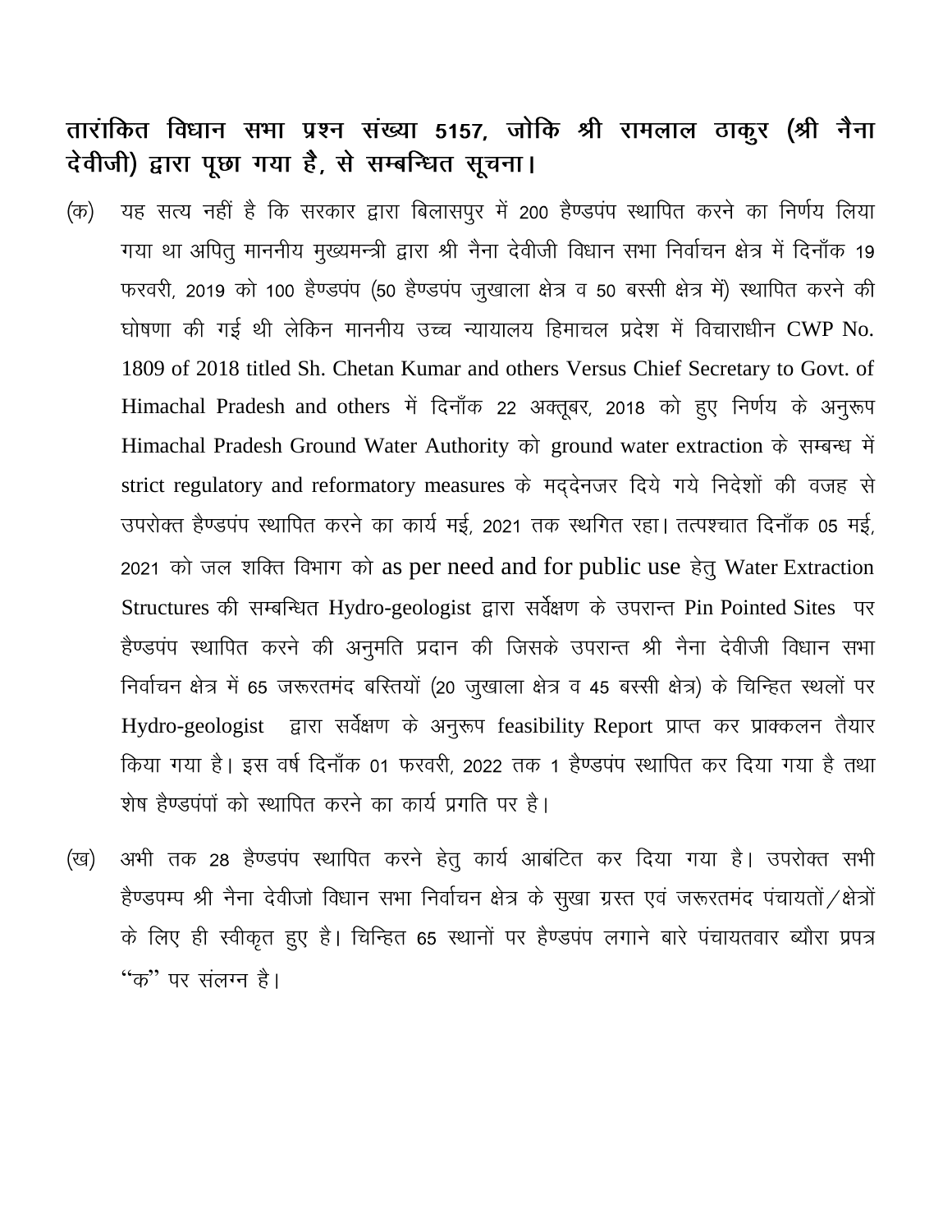**तारांकित विधान सभा प्रश्न संख्या 5157, जोकि श्री रामलाल ठाकुर (श्री नैना देवीजी) द्वारा पूछा गया है, से सम्बन्धित सूचना।**

(क) यह सत्य नहीं है कि सरकार द्वारा बिलासपुर में 200 हैण्डपंप स्थापित करने का निर्णय लिया गया था अपितु माननीय मुख्यमन्त्री द्वारा श्री नैना देवीजी विधान सभा निर्वाचन क्षेत्र में दिनाँक 19 फरवरी, 2019 को 100 हैण्डपंप (50 हैण्डपंप जुखाला क्षेत्र व 50 बस्सी क्षेत्र में) स्थापित करने की घोषणा की गई थी लेकिन माननीय उच्च न्यायालय हिमाचल प्रदेश में विचाराधीन CWP No. 1809 of 2018 titled Sh. Chetan Kumar and others Versus Chief Secretary to Govt. of Himachal Pradesh and others में दिनाँक 22 अक्तूबर, 2018 को हुए निर्णय के अनुरूप Himachal Pradesh Ground Water Authority को ground water extraction के सम्बन्ध में strict regulatory and reformatory measures के मद्देनजर दिये गये निदेशों की वजह से उपरोक्त हैण्डपंप स्थापित करने का कार्य मई, 2021 तक स्थगित रहा। तत्पश्चात दिनाँक 05 मई, 2021 को जल शक्ति विभाग को as per need and for public use हेतु Water Extraction Structures की सम्बन्धित Hydro-geologist द्वारा सर्वेक्षण के उपरान्त Pin Pointed Sites पर हैण्डपंप स्थापित करने की अनुमति प्रदान की जिसके उपरान्त श्री नैना देवीजी विधान सभा निर्वाचन क्षेत्र में 65 जरूरतमंद बस्तियों (20 जुखाला क्षेत्र व 45 बस्सी क्षेत्र) के चिन्हित स्थलों पर Hydro-geologist द्वारा सर्वेक्षण के अनुरूप feasibility Report प्राप्त कर प्राक्कलन तैयार किया गया है। इस वर्ष दिनाँक 01 फरवरी, 2022 तक 1 हैण्डपंप स्थापित कर दिया गया है तथा शेष हैण्डपंपों को स्थापित करने का कार्य प्रगति पर है।

(ख) अभी तक 28 हैण्डपंप स्थापित करने हेतु कार्य आबंटित कर दिया गया है। उपरोक्त सभी हैण्डपम्प श्री नैना देवीजो विधान सभा निर्वाचन क्षेत्र के सुखा ग्रस्त एवं जरूरतमंद पंचायतों/क्षेत्रों के लिए ही स्वीकृत हुए है। चिन्हित 65 स्थानों पर हैण्डपंप लगाने बारे पंचायतवार ब्यौरा प्रपत्र "क" पर संलग्न है।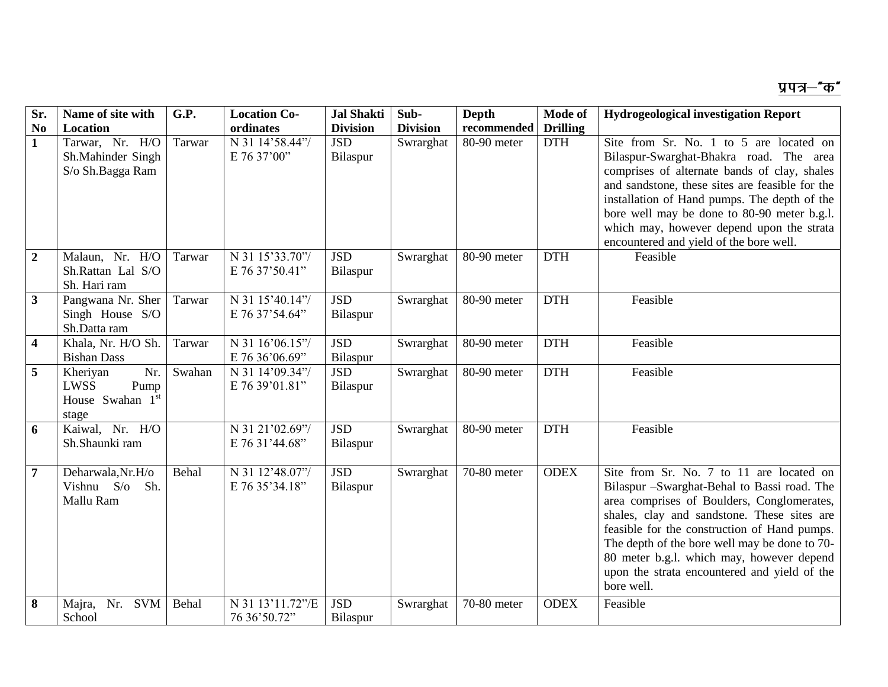**प्रपत्र–"क"**

| Sr. No | Name of site with Location | G.P. | Location Co-ordinates | Jal Shakti Division | Sub-Division | Depth recommended | Mode of Drilling | Hydrogeological investigation Report |
|---|---|---|---|---|---|---|---|---|
| **1** | Tarwar, Nr. H/O Sh.Mahinder Singh S/o Sh.Bagga Ram | Tarwar | N 31 14'58.44"/ E 76 37'00" | JSD Bilaspur | Swrarghat | 80-90 meter | DTH | Site from Sr. No. 1 to 5 are located on Bilaspur-Swarghat-Bhakra road. The area comprises of alternate bands of clay, shales and sandstone, these sites are feasible for the installation of Hand pumps. The depth of the bore well may be done to 80-90 meter b.g.l. which may, however depend upon the strata encountered and yield of the bore well. |
| **2** | Malaun, Nr. H/O Sh.Rattan Lal S/O Sh. Hari ram | Tarwar | N 31 15'33.70"/ E 76 37'50.41" | JSD Bilaspur | Swrarghat | 80-90 meter | DTH | Feasible |
| **3** | Pangwana Nr. Sher Singh House S/O Sh.Datta ram | Tarwar | N 31 15'40.14"/ E 76 37'54.64" | JSD Bilaspur | Swrarghat | 80-90 meter | DTH | Feasible |
| **4** | Khala, Nr. H/O Sh. Bishan Dass | Tarwar | N 31 16'06.15"/ E 76 36'06.69" | JSD Bilaspur | Swrarghat | 80-90 meter | DTH | Feasible |
| **5** | Kheriyan Nr. LWSS Pump House Swahan 1st stage | Swahan | N 31 14'09.34"/ E 76 39'01.81" | JSD Bilaspur | Swrarghat | 80-90 meter | DTH | Feasible |
| **6** | Kaiwal, Nr. H/O Sh.Shaunki ram | | N 31 21'02.69"/ E 76 31'44.68" | JSD Bilaspur | Swrarghat | 80-90 meter | DTH | Feasible |
| **7** | Deharwala,Nr.H/o Vishnu S/o Sh. Mallu Ram | Behal | N 31 12'48.07"/ E 76 35'34.18" | JSD Bilaspur | Swrarghat | 70-80 meter | ODEX | Site from Sr. No. 7 to 11 are located on Bilaspur –Swarghat-Behal to Bassi road. The area comprises of Boulders, Conglomerates, shales, clay and sandstone. These sites are feasible for the construction of Hand pumps. The depth of the bore well may be done to 70-80 meter b.g.l. which may, however depend upon the strata encountered and yield of the bore well. |
| **8** | Majra, Nr. SVM School | Behal | N 31 13'11.72"/E 76 36'50.72" | JSD Bilaspur | Swrarghat | 70-80 meter | ODEX | Feasible |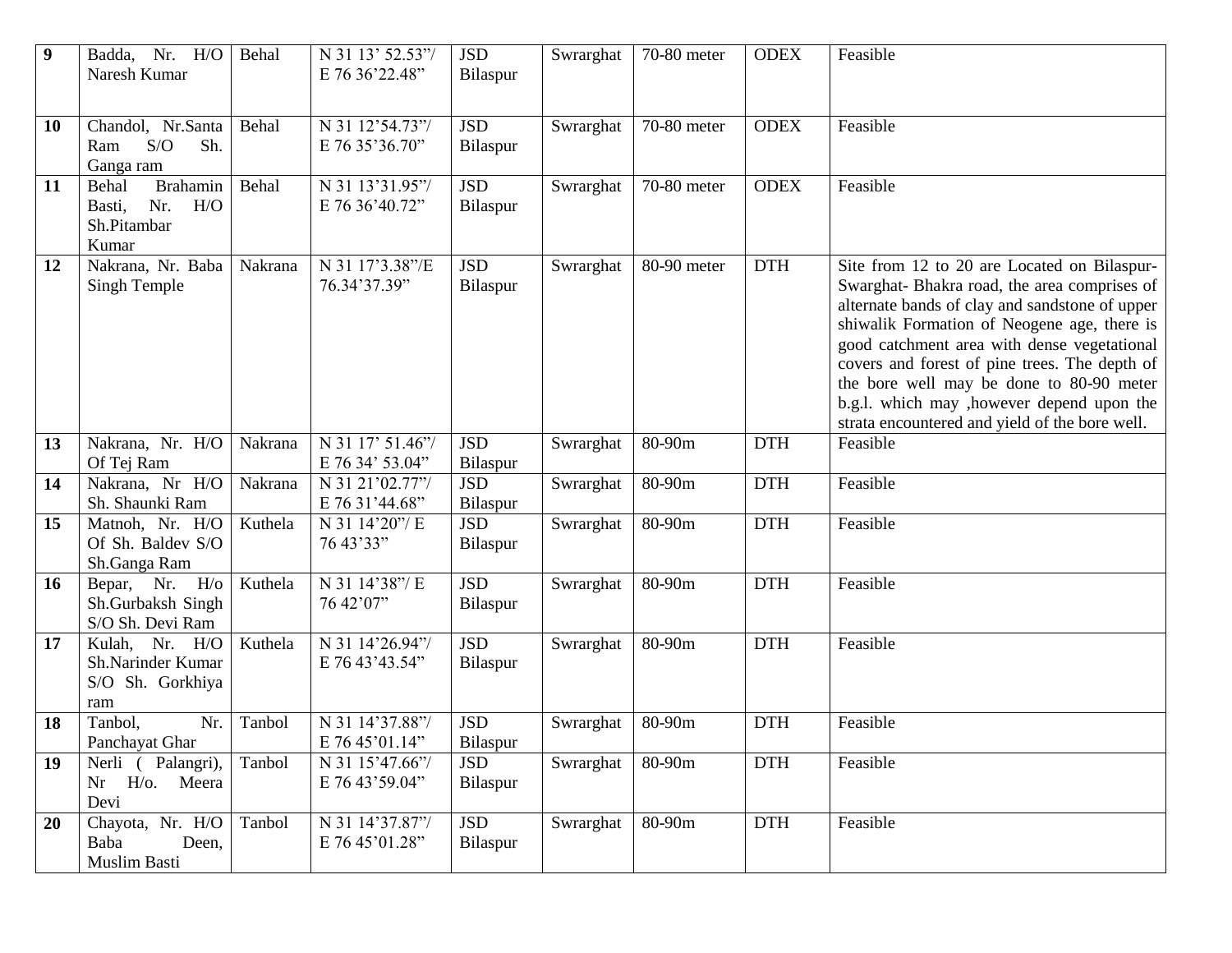| 9 | Badda, Nr. H/O Naresh Kumar | Behal | N 31 13’ 52.53”/ E 76 36’22.48” | JSD Bilaspur | Swrarghat | 70-80 meter | ODEX | Feasible |
|---|---|---|---|---|---|---|---|---|
| 10 | Chandol, Nr.Santa Ram S/O Sh. Ganga ram | Behal | N 31 12’54.73”/ E 76 35’36.70” | JSD Bilaspur | Swrarghat | 70-80 meter | ODEX | Feasible |
| 11 | Behal Brahamin Basti, Nr. H/O Sh.Pitambar Kumar | Behal | N 31 13’31.95”/ E 76 36’40.72” | JSD Bilaspur | Swrarghat | 70-80 meter | ODEX | Feasible |
| 12 | Nakrana, Nr. Baba Singh Temple | Nakrana | N 31 17’3.38”/E 76.34’37.39” | JSD Bilaspur | Swrarghat | 80-90 meter | DTH | Site from 12 to 20 are Located on Bilaspur-Swarghat- Bhakra road, the area comprises of alternate bands of clay and sandstone of upper shiwalik Formation of Neogene age, there is good catchment area with dense vegetational covers and forest of pine trees. The depth of the bore well may be done to 80-90 meter b.g.l. which may ,however depend upon the strata encountered and yield of the bore well. |
| 13 | Nakrana, Nr. H/O Of Tej Ram | Nakrana | N 31 17’ 51.46”/ E 76 34’ 53.04” | JSD Bilaspur | Swrarghat | 80-90m | DTH | Feasible |
| 14 | Nakrana, Nr H/O Sh. Shaunki Ram | Nakrana | N 31 21’02.77”/ E 76 31’44.68” | JSD Bilaspur | Swrarghat | 80-90m | DTH | Feasible |
| 15 | Matnoh, Nr. H/O Of Sh. Baldev S/O Sh.Ganga Ram | Kuthela | N 31 14’20”/ E 76 43’33” | JSD Bilaspur | Swrarghat | 80-90m | DTH | Feasible |
| 16 | Bepar, Nr. H/o Sh.Gurbaksh Singh S/O Sh. Devi Ram | Kuthela | N 31 14’38”/ E 76 42’07” | JSD Bilaspur | Swrarghat | 80-90m | DTH | Feasible |
| 17 | Kulah, Nr. H/O Sh.Narinder Kumar S/O Sh. Gorkhiya ram | Kuthela | N 31 14’26.94”/ E 76 43’43.54” | JSD Bilaspur | Swrarghat | 80-90m | DTH | Feasible |
| 18 | Tanbol, Nr. Panchayat Ghar | Tanbol | N 31 14’37.88”/ E 76 45’01.14” | JSD Bilaspur | Swrarghat | 80-90m | DTH | Feasible |
| 19 | Nerli ( Palangri), Nr H/o. Meera Devi | Tanbol | N 31 15’47.66”/ E 76 43’59.04” | JSD Bilaspur | Swrarghat | 80-90m | DTH | Feasible |
| 20 | Chayota, Nr. H/O Baba Deen, Muslim Basti | Tanbol | N 31 14’37.87”/ E 76 45’01.28” | JSD Bilaspur | Swrarghat | 80-90m | DTH | Feasible |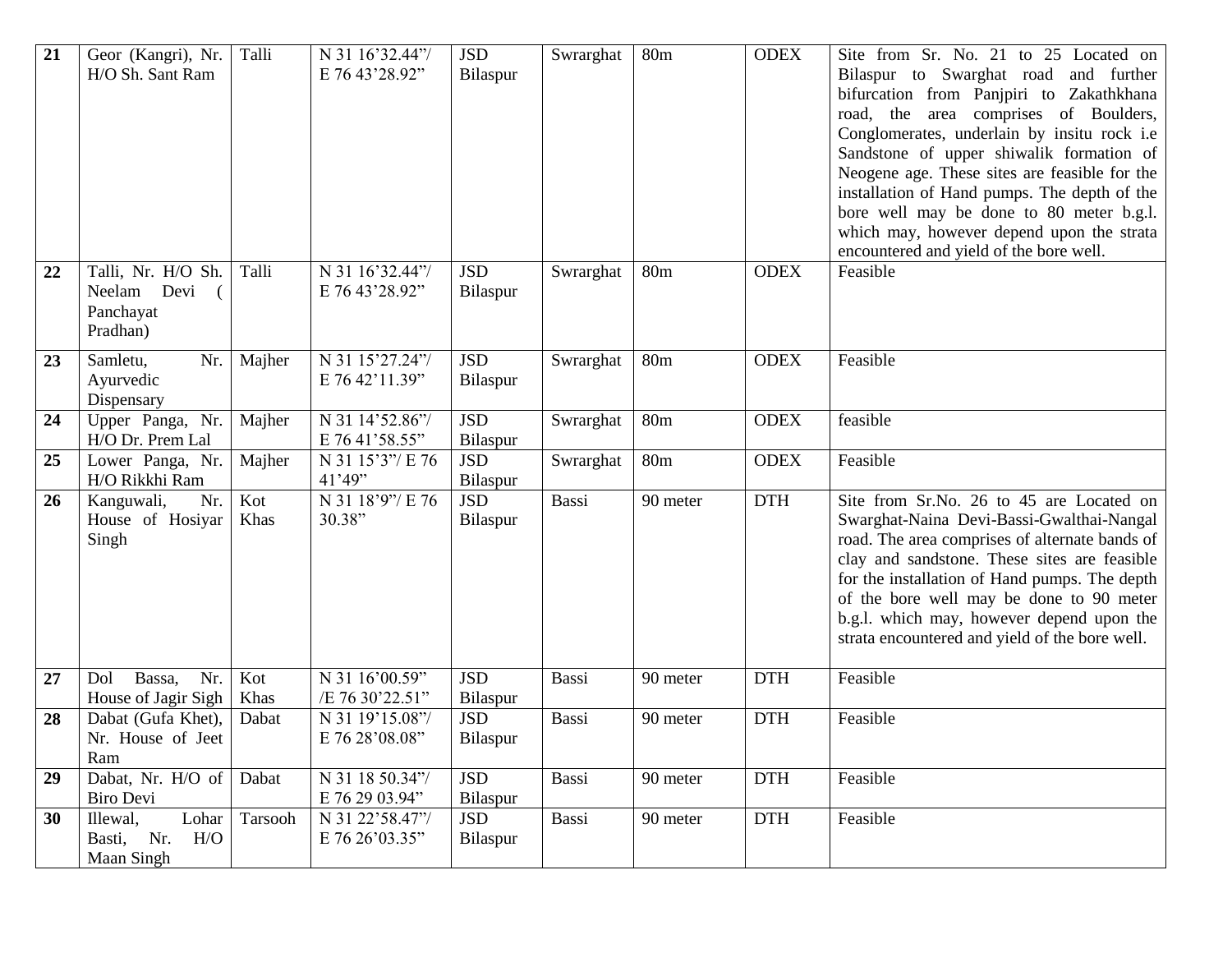| 21 | Geor (Kangri), Nr. H/O Sh. Sant Ram | Talli | N 31 16’32.44”/ E 76 43’28.92” | JSD Bilaspur | Swrarghat | 80m | ODEX | Site from Sr. No. 21 to 25 Located on Bilaspur to Swarghat road and further bifurcation from Panjpiri to Zakathkhana road, the area comprises of Boulders, Conglomerates, underlain by insitu rock i.e Sandstone of upper shiwalik formation of Neogene age. These sites are feasible for the installation of Hand pumps. The depth of the bore well may be done to 80 meter b.g.l. which may, however depend upon the strata encountered and yield of the bore well. |
|---|---|---|---|---|---|---|---|---|
| 22 | Talli, Nr. H/O Sh. Neelam Devi ( Panchayat Pradhan) | Talli | N 31 16’32.44”/ E 76 43’28.92” | JSD Bilaspur | Swrarghat | 80m | ODEX | Feasible |
| 23 | Samletu, Nr. Ayurvedic Dispensary | Majher | N 31 15’27.24”/ E 76 42’11.39” | JSD Bilaspur | Swrarghat | 80m | ODEX | Feasible |
| 24 | Upper Panga, Nr. H/O Dr. Prem Lal | Majher | N 31 14’52.86”/ E 76 41’58.55” | JSD Bilaspur | Swrarghat | 80m | ODEX | feasible |
| 25 | Lower Panga, Nr. H/O Rikkhi Ram | Majher | N 31 15’3”/ E 76 41’49” | JSD Bilaspur | Swrarghat | 80m | ODEX | Feasible |
| 26 | Kanguwali, Nr. House of Hosiyar Singh | Kot Khas | N 31 18’9”/ E 76 30.38” | JSD Bilaspur | Bassi | 90 meter | DTH | Site from Sr.No. 26 to 45 are Located on Swarghat-Naina Devi-Bassi-Gwalthai-Nangal road. The area comprises of alternate bands of clay and sandstone. These sites are feasible for the installation of Hand pumps. The depth of the bore well may be done to 90 meter b.g.l. which may, however depend upon the strata encountered and yield of the bore well. |
| 27 | Dol Bassa, Nr. House of Jagir Sigh | Kot Khas | N 31 16’00.59” /E 76 30’22.51” | JSD Bilaspur | Bassi | 90 meter | DTH | Feasible |
| 28 | Dabat (Gufa Khet), Nr. House of Jeet Ram | Dabat | N 31 19’15.08”/ E 76 28’08.08” | JSD Bilaspur | Bassi | 90 meter | DTH | Feasible |
| 29 | Dabat, Nr. H/O of Biro Devi | Dabat | N 31 18 50.34”/ E 76 29 03.94” | JSD Bilaspur | Bassi | 90 meter | DTH | Feasible |
| 30 | Illewal, Lohar Basti, Nr. H/O Maan Singh | Tarsooh | N 31 22’58.47”/ E 76 26’03.35” | JSD Bilaspur | Bassi | 90 meter | DTH | Feasible |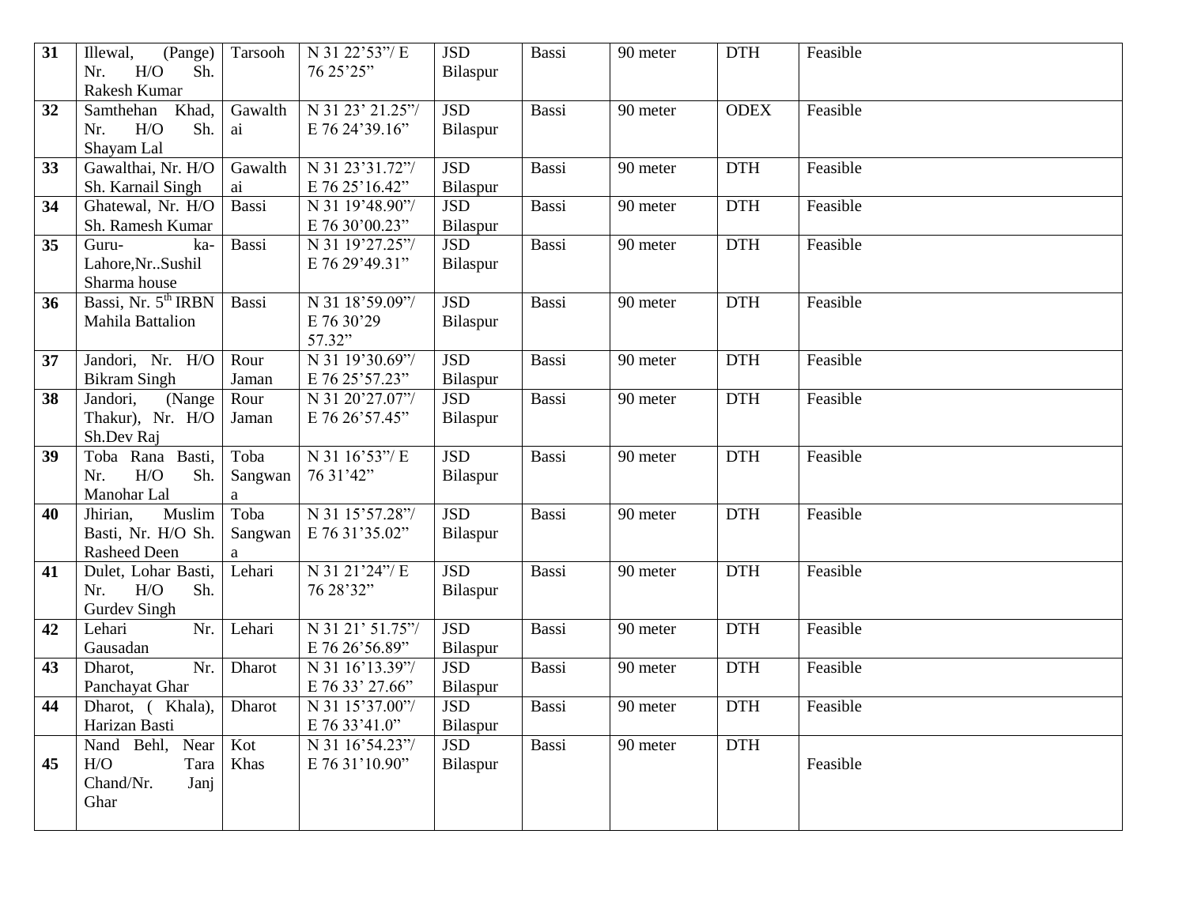| 31 | Illewal, (Pange) Nr. H/O Sh. Rakesh Kumar | Tarsooh | N 31 22’53”/ E 76 25’25” | JSD Bilaspur | Bassi | 90 meter | DTH | Feasible |
|---|---|---|---|---|---|---|---|---|
| 32 | Samthehan Khad, Nr. H/O Sh. Shayam Lal | Gawalthai | N 31 23’ 21.25”/ E 76 24’39.16” | JSD Bilaspur | Bassi | 90 meter | ODEX | Feasible |
| 33 | Gawalthai, Nr. H/O Sh. Karnail Singh | Gawalthai | N 31 23’31.72”/ E 76 25’16.42” | JSD Bilaspur | Bassi | 90 meter | DTH | Feasible |
| 34 | Ghatewal, Nr. H/O Sh. Ramesh Kumar | Bassi | N 31 19’48.90”/ E 76 30’00.23” | JSD Bilaspur | Bassi | 90 meter | DTH | Feasible |
| 35 | Guru-ka-Lahore,Nr..Sushil Sharma house | Bassi | N 31 19’27.25”/ E 76 29’49.31” | JSD Bilaspur | Bassi | 90 meter | DTH | Feasible |
| 36 | Bassi, Nr. 5th IRBN Mahila Battalion | Bassi | N 31 18’59.09”/ E 76 30’29 57.32” | JSD Bilaspur | Bassi | 90 meter | DTH | Feasible |
| 37 | Jandori, Nr. H/O Bikram Singh | Rour Jaman | N 31 19’30.69”/ E 76 25’57.23” | JSD Bilaspur | Bassi | 90 meter | DTH | Feasible |
| 38 | Jandori, (Nange Thakur), Nr. H/O Sh.Dev Raj | Rour Jaman | N 31 20’27.07”/ E 76 26’57.45” | JSD Bilaspur | Bassi | 90 meter | DTH | Feasible |
| 39 | Toba Rana Basti, Nr. H/O Sh. Manohar Lal | Toba Sangwana | N 31 16’53”/ E 76 31’42” | JSD Bilaspur | Bassi | 90 meter | DTH | Feasible |
| 40 | Jhirian, Muslim Basti, Nr. H/O Sh. Rasheed Deen | Toba Sangwana | N 31 15’57.28”/ E 76 31’35.02” | JSD Bilaspur | Bassi | 90 meter | DTH | Feasible |
| 41 | Dulet, Lohar Basti, Nr. H/O Sh. Gurdev Singh | Lehari | N 31 21’24”/ E 76 28’32” | JSD Bilaspur | Bassi | 90 meter | DTH | Feasible |
| 42 | Lehari Nr. Gausadan | Lehari | N 31 21’ 51.75”/ E 76 26’56.89” | JSD Bilaspur | Bassi | 90 meter | DTH | Feasible |
| 43 | Dharot, Nr. Panchayat Ghar | Dharot | N 31 16’13.39”/ E 76 33’ 27.66” | JSD Bilaspur | Bassi | 90 meter | DTH | Feasible |
| 44 | Dharot, ( Khala), Harizan Basti | Dharot | N 31 15’37.00”/ E 76 33’41.0” | JSD Bilaspur | Bassi | 90 meter | DTH | Feasible |
| 45 | Nand Behl, Near H/O Tara Chand/Nr. Janj Ghar | Kot Khas | N 31 16’54.23”/ E 76 31’10.90” | JSD Bilaspur | Bassi | 90 meter | DTH | Feasible |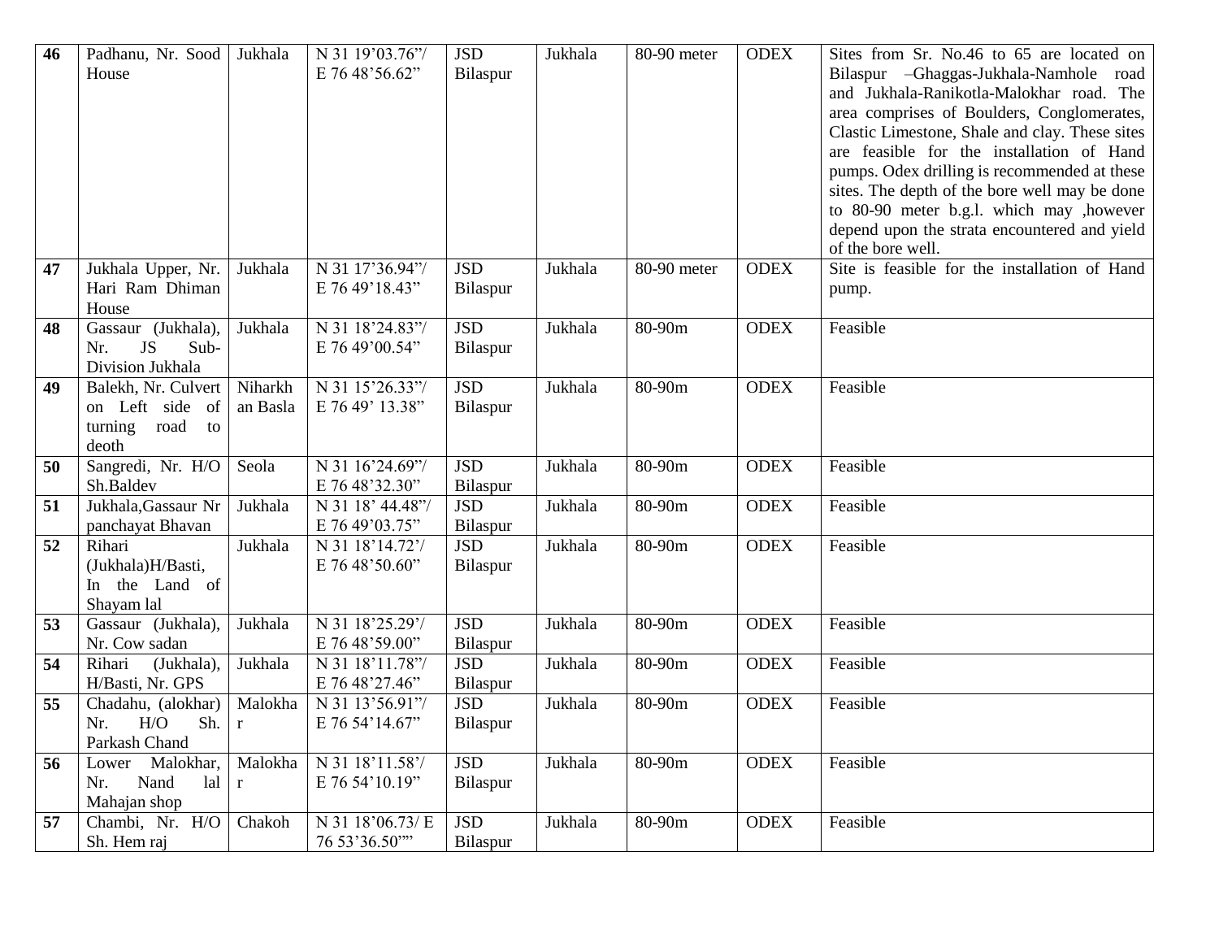| 46 | Padhanu, Nr. Sood House | Jukhala | N 31 19'03.76"/ E 76 48'56.62" | JSD Bilaspur | Jukhala | 80-90 meter | ODEX | Sites from Sr. No.46 to 65 are located on Bilaspur –Ghaggas-Jukhala-Namhole road and Jukhala-Ranikotla-Malokhar road. The area comprises of Boulders, Conglomerates, Clastic Limestone, Shale and clay. These sites are feasible for the installation of Hand pumps. Odex drilling is recommended at these sites. The depth of the bore well may be done to 80-90 meter b.g.l. which may ,however depend upon the strata encountered and yield of the bore well. |
|---|---|---|---|---|---|---|---|---|
| 47 | Jukhala Upper, Nr. Hari Ram Dhiman House | Jukhala | N 31 17'36.94"/ E 76 49'18.43" | JSD Bilaspur | Jukhala | 80-90 meter | ODEX | Site is feasible for the installation of Hand pump. |
| 48 | Gassaur (Jukhala), Nr. JS Sub-Division Jukhala | Jukhala | N 31 18'24.83"/ E 76 49'00.54" | JSD Bilaspur | Jukhala | 80-90m | ODEX | Feasible |
| 49 | Balekh, Nr. Culvert on Left side of turning road to deoth | Niharkhan Basla | N 31 15'26.33"/ E 76 49' 13.38" | JSD Bilaspur | Jukhala | 80-90m | ODEX | Feasible |
| 50 | Sangredi, Nr. H/O Sh.Baldev | Seola | N 31 16'24.69"/ E 76 48'32.30" | JSD Bilaspur | Jukhala | 80-90m | ODEX | Feasible |
| 51 | Jukhala,Gassaur Nr panchayat Bhavan | Jukhala | N 31 18' 44.48"/ E 76 49'03.75" | JSD Bilaspur | Jukhala | 80-90m | ODEX | Feasible |
| 52 | Rihari (Jukhala)H/Basti, In the Land of Shayam lal | Jukhala | N 31 18'14.72'/ E 76 48'50.60" | JSD Bilaspur | Jukhala | 80-90m | ODEX | Feasible |
| 53 | Gassaur (Jukhala), Nr. Cow sadan | Jukhala | N 31 18'25.29'/ E 76 48'59.00" | JSD Bilaspur | Jukhala | 80-90m | ODEX | Feasible |
| 54 | Rihari (Jukhala), H/Basti, Nr. GPS | Jukhala | N 31 18'11.78"/ E 76 48'27.46" | JSD Bilaspur | Jukhala | 80-90m | ODEX | Feasible |
| 55 | Chadahu, (alokhar) Nr. H/O Sh. Parkash Chand | Malokhar | N 31 13'56.91"/ E 76 54'14.67" | JSD Bilaspur | Jukhala | 80-90m | ODEX | Feasible |
| 56 | Lower Malokhar, Nr. Nand lal Mahajan shop | Malokhar | N 31 18'11.58'/ E 76 54'10.19" | JSD Bilaspur | Jukhala | 80-90m | ODEX | Feasible |
| 57 | Chambi, Nr. H/O Sh. Hem raj | Chakoh | N 31 18'06.73/ E 76 53'36.50"" | JSD Bilaspur | Jukhala | 80-90m | ODEX | Feasible |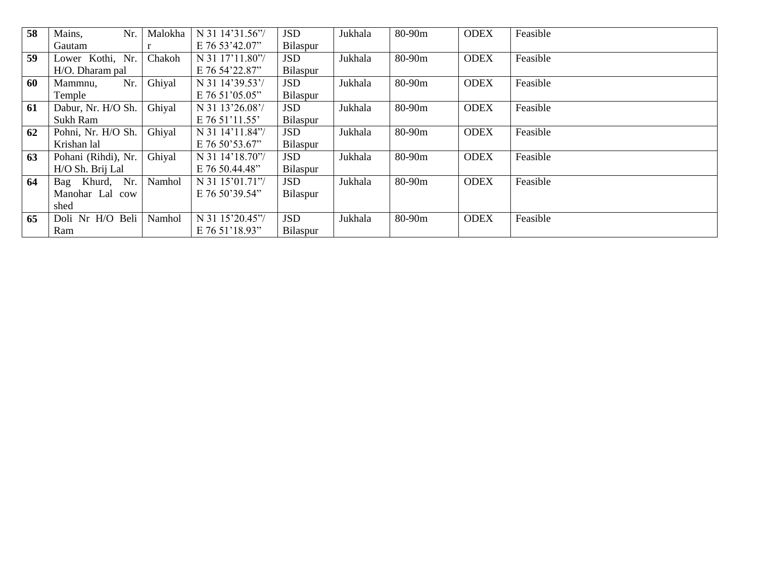| | | | | | | | | |
|---|---|---|---|---|---|---|---|---|
| **58** | Mains, Nr. Gautam | Malokhar | N 31 14’31.56”/ E 76 53’42.07” | JSD Bilaspur | Jukhala | 80-90m | ODEX | Feasible |
| **59** | Lower Kothi, Nr. H/O. Dharam pal | Chakoh | N 31 17’11.80”/ E 76 54’22.87” | JSD Bilaspur | Jukhala | 80-90m | ODEX | Feasible |
| **60** | Mammnu, Nr. Temple | Ghiyal | N 31 14’39.53’/ E 76 51’05.05” | JSD Bilaspur | Jukhala | 80-90m | ODEX | Feasible |
| **61** | Dabur, Nr. H/O Sh. Sukh Ram | Ghiyal | N 31 13’26.08’/ E 76 51’11.55’ | JSD Bilaspur | Jukhala | 80-90m | ODEX | Feasible |
| **62** | Pohni, Nr. H/O Sh. Krishan lal | Ghiyal | N 31 14’11.84”/ E 76 50’53.67” | JSD Bilaspur | Jukhala | 80-90m | ODEX | Feasible |
| **63** | Pohani (Rihdi), Nr. H/O Sh. Brij Lal | Ghiyal | N 31 14’18.70”/ E 76 50.44.48” | JSD Bilaspur | Jukhala | 80-90m | ODEX | Feasible |
| **64** | Bag Khurd, Nr. Manohar Lal cow shed | Namhol | N 31 15’01.71”/ E 76 50’39.54” | JSD Bilaspur | Jukhala | 80-90m | ODEX | Feasible |
| **65** | Doli Nr H/O Beli Ram | Namhol | N 31 15’20.45”/ E 76 51’18.93” | JSD Bilaspur | Jukhala | 80-90m | ODEX | Feasible |